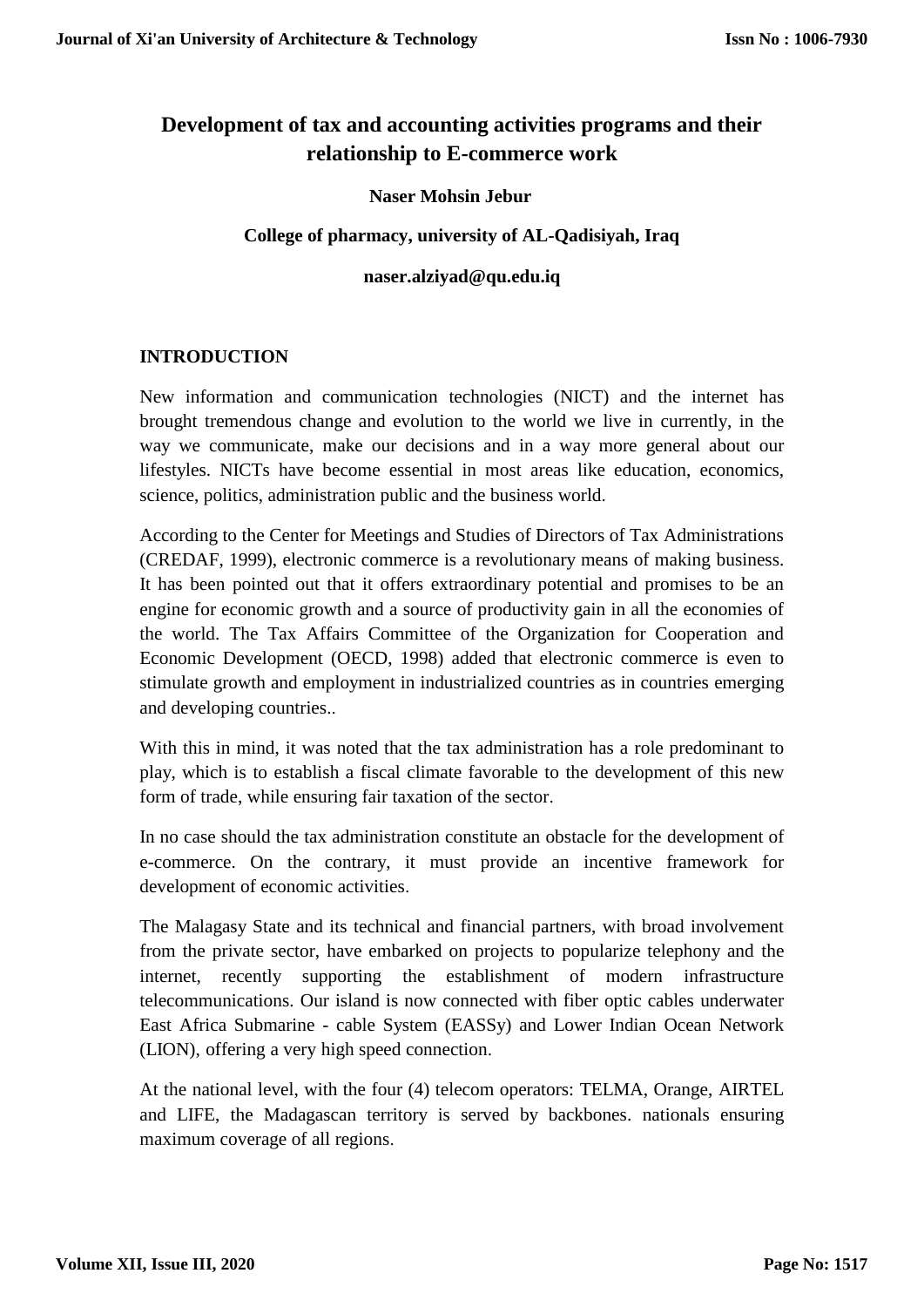# Development of tax and accounting activities programs and their relationship to E-commerce work

**Naser Mohsin Jebur**

**College of pharmacy, university of AL-Qadisiyah, Iraq**

**naser.alziyad@qu.edu.iq**

## INTRODUCTION

New information and communication technologies (NICT) and the internet has brought tremendous change and evolution to the world we live in currently, in the way we communicate, make our decisions and in a way more general about our lifestyles. NICTs have become essential in most areas like education, economics, science, politics, administration public and the business world.

According to the Center for Meetings and Studies of Directors of Tax Administrations (CREDAF, 1999), electronic commerce is a revolutionary means of making business. It has been pointed out that it offers extraordinary potential and promises to be an engine for economic growth and a source of productivity gain in all the economies of the world. The Tax Affairs Committee of the Organization for Cooperation and Economic Development (OECD, 1998) added that electronic commerce is even to stimulate growth and employment in industrialized countries as in countries emerging and developing countries..

With this in mind, it was noted that the tax administration has a role predominant to play, which is to establish a fiscal climate favorable to the development of this new form of trade, while ensuring fair taxation of the sector.

In no case should the tax administration constitute an obstacle for the development of e-commerce. On the contrary, it must provide an incentive framework for development of economic activities.

The Malagasy State and its technical and financial partners, with broad involvement from the private sector, have embarked on projects to popularize telephony and the internet, recently supporting the establishment of modern infrastructure telecommunications. Our island is now connected with fiber optic cables underwater East Africa Submarine - cable System (EASSy) and Lower Indian Ocean Network (LION), offering a very high speed connection.

At the national level, with the four (4) telecom operators: TELMA, Orange, AIRTEL and LIFE, the Madagascan territory is served by backbones. nationals ensuring maximum coverage of all regions.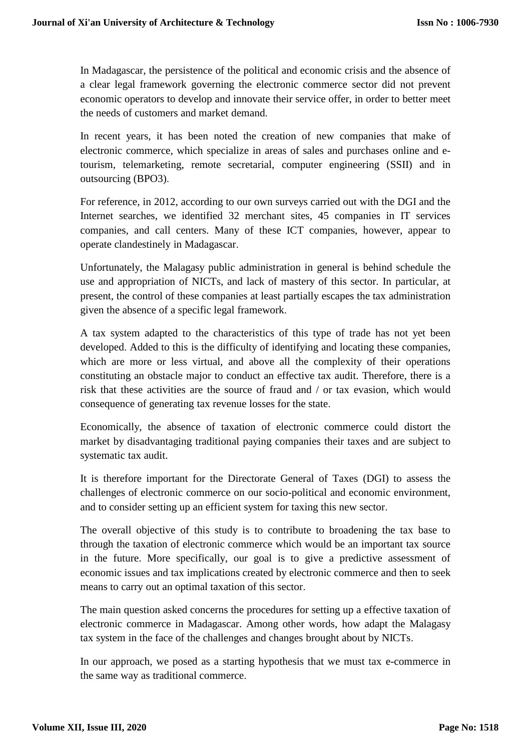In Madagascar, the persistence of the political and economic crisis and the absence of a clear legal framework governing the electronic commerce sector did not prevent economic operators to develop and innovate their service offer, in order to better meet the needs of customers and market demand.

In recent years, it has been noted the creation of new companies that make of electronic commerce, which specialize in areas of sales and purchases online and e-tourism, telemarketing, remote secretarial, computer engineering (SSII) and in outsourcing (BPO3).

For reference, in 2012, according to our own surveys carried out with the DGI and the Internet searches, we identified 32 merchant sites, 45 companies in IT services companies, and call centers. Many of these ICT companies, however, appear to operate clandestinely in Madagascar.

Unfortunately, the Malagasy public administration in general is behind schedule the use and appropriation of NICTs, and lack of mastery of this sector. In particular, at present, the control of these companies at least partially escapes the tax administration given the absence of a specific legal framework.

A tax system adapted to the characteristics of this type of trade has not yet been developed. Added to this is the difficulty of identifying and locating these companies, which are more or less virtual, and above all the complexity of their operations constituting an obstacle major to conduct an effective tax audit. Therefore, there is a risk that these activities are the source of fraud and / or tax evasion, which would consequence of generating tax revenue losses for the state.

Economically, the absence of taxation of electronic commerce could distort the market by disadvantaging traditional paying companies their taxes and are subject to systematic tax audit.

It is therefore important for the Directorate General of Taxes (DGI) to assess the challenges of electronic commerce on our socio-political and economic environment, and to consider setting up an efficient system for taxing this new sector.

The overall objective of this study is to contribute to broadening the tax base to through the taxation of electronic commerce which would be an important tax source in the future. More specifically, our goal is to give a predictive assessment of economic issues and tax implications created by electronic commerce and then to seek means to carry out an optimal taxation of this sector.

The main question asked concerns the procedures for setting up a effective taxation of electronic commerce in Madagascar. Among other words, how adapt the Malagasy tax system in the face of the challenges and changes brought about by NICTs.

In our approach, we posed as a starting hypothesis that we must tax e-commerce in the same way as traditional commerce.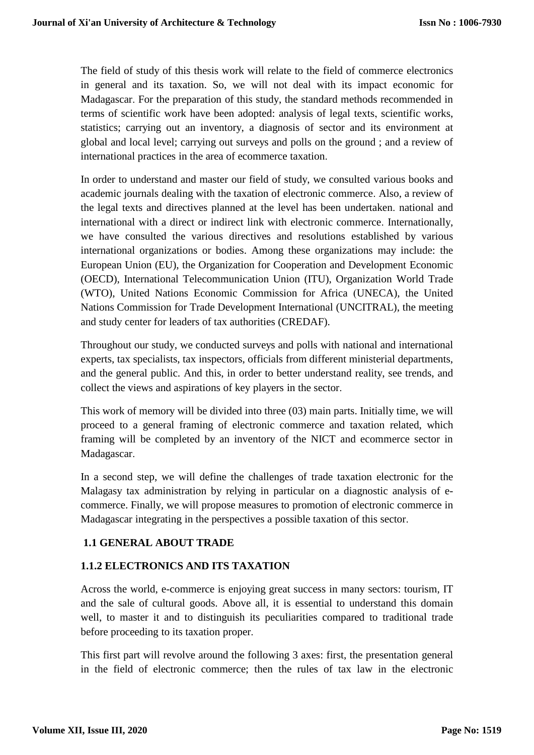The field of study of this thesis work will relate to the field of commerce electronics in general and its taxation. So, we will not deal with its impact economic for Madagascar. For the preparation of this study, the standard methods recommended in terms of scientific work have been adopted: analysis of legal texts, scientific works, statistics; carrying out an inventory, a diagnosis of sector and its environment at global and local level; carrying out surveys and polls on the ground ; and a review of international practices in the area of ecommerce taxation.

In order to understand and master our field of study, we consulted various books and academic journals dealing with the taxation of electronic commerce. Also, a review of the legal texts and directives planned at the level has been undertaken. national and international with a direct or indirect link with electronic commerce. Internationally, we have consulted the various directives and resolutions established by various international organizations or bodies. Among these organizations may include: the European Union (EU), the Organization for Cooperation and Development Economic (OECD), International Telecommunication Union (ITU), Organization World Trade (WTO), United Nations Economic Commission for Africa (UNECA), the United Nations Commission for Trade Development International (UNCITRAL), the meeting and study center for leaders of tax authorities (CREDAF).

Throughout our study, we conducted surveys and polls with national and international experts, tax specialists, tax inspectors, officials from different ministerial departments, and the general public. And this, in order to better understand reality, see trends, and collect the views and aspirations of key players in the sector.

This work of memory will be divided into three (03) main parts. Initially time, we will proceed to a general framing of electronic commerce and taxation related, which framing will be completed by an inventory of the NICT and ecommerce sector in Madagascar.

In a second step, we will define the challenges of trade taxation electronic for the Malagasy tax administration by relying in particular on a diagnostic analysis of e-commerce. Finally, we will propose measures to promotion of electronic commerce in Madagascar integrating in the perspectives a possible taxation of this sector.

### 1.1 GENERAL ABOUT TRADE

### 1.1.2 ELECTRONICS AND ITS TAXATION

Across the world, e-commerce is enjoying great success in many sectors: tourism, IT and the sale of cultural goods. Above all, it is essential to understand this domain well, to master it and to distinguish its peculiarities compared to traditional trade before proceeding to its taxation proper.

This first part will revolve around the following 3 axes: first, the presentation general in the field of electronic commerce; then the rules of tax law in the electronic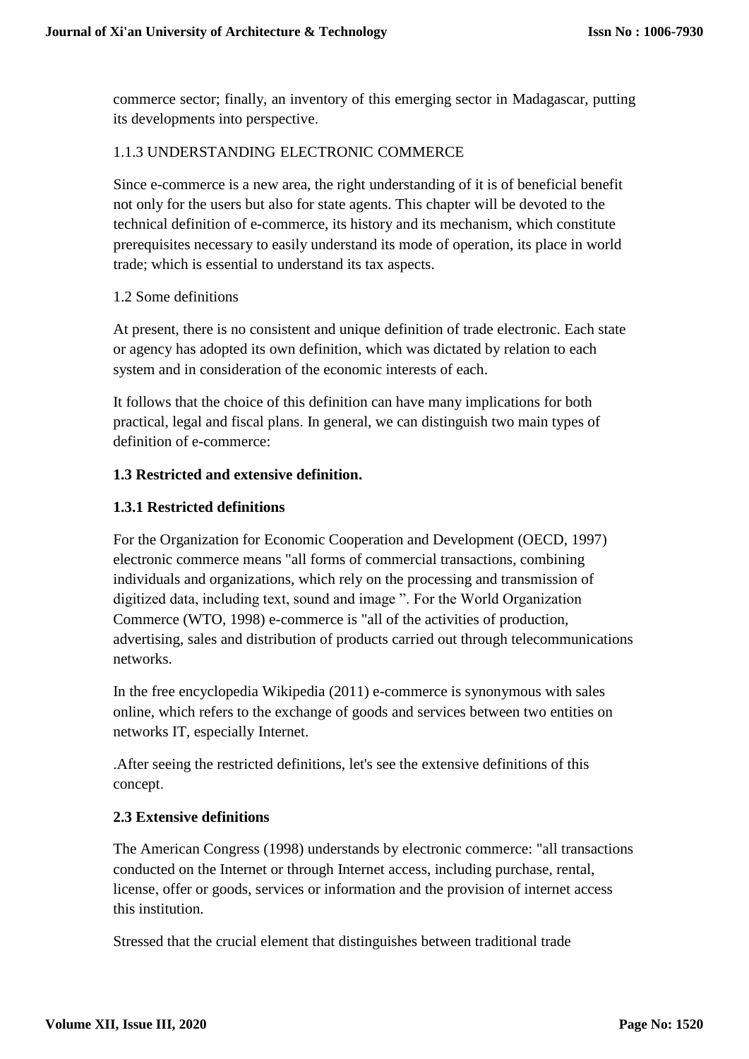commerce sector; finally, an inventory of this emerging sector in Madagascar, putting its developments into perspective.

1.1.3 UNDERSTANDING ELECTRONIC COMMERCE

Since e-commerce is a new area, the right understanding of it is of beneficial benefit not only for the users but also for state agents. This chapter will be devoted to the technical definition of e-commerce, its history and its mechanism, which constitute prerequisites necessary to easily understand its mode of operation, its place in world trade; which is essential to understand its tax aspects.

1.2 Some definitions

At present, there is no consistent and unique definition of trade electronic. Each state or agency has adopted its own definition, which was dictated by relation to each system and in consideration of the economic interests of each.

It follows that the choice of this definition can have many implications for both practical, legal and fiscal plans. In general, we can distinguish two main types of definition of e-commerce:

**1.3 Restricted and extensive definition.**

**1.3.1 Restricted definitions**

For the Organization for Economic Cooperation and Development (OECD, 1997) electronic commerce means "all forms of commercial transactions, combining individuals and organizations, which rely on the processing and transmission of digitized data, including text, sound and image ". For the World Organization Commerce (WTO, 1998) e-commerce is "all of the activities of production, advertising, sales and distribution of products carried out through telecommunications networks.

In the free encyclopedia Wikipedia (2011) e-commerce is synonymous with sales online, which refers to the exchange of goods and services between two entities on networks IT, especially Internet.

.After seeing the restricted definitions, let's see the extensive definitions of this concept.

**2.3 Extensive definitions**

The American Congress (1998) understands by electronic commerce: "all transactions conducted on the Internet or through Internet access, including purchase, rental, license, offer or goods, services or information and the provision of internet access this institution.

Stressed that the crucial element that distinguishes between traditional trade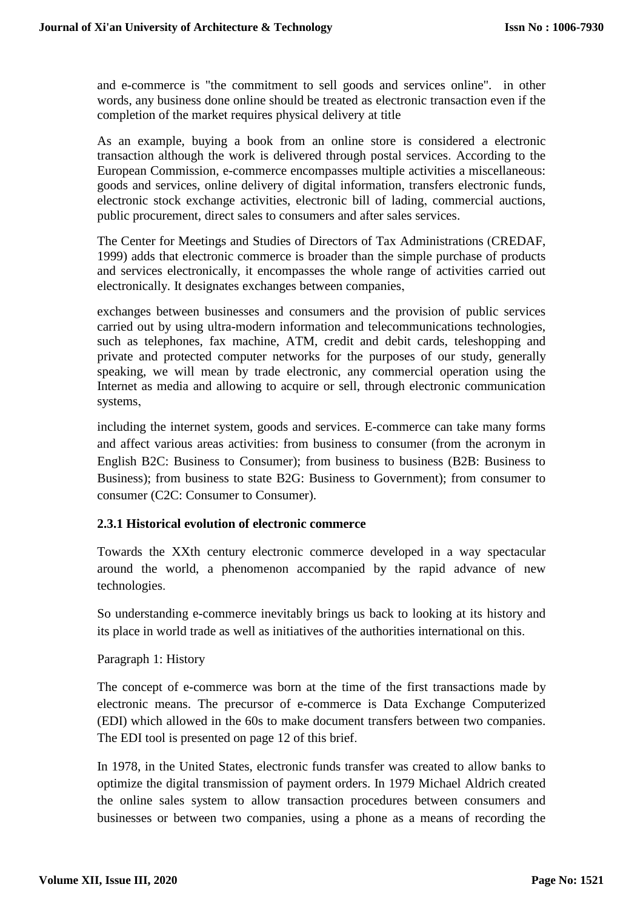and e-commerce is "the commitment to sell goods and services online". in other words, any business done online should be treated as electronic transaction even if the completion of the market requires physical delivery at title

As an example, buying a book from an online store is considered a electronic transaction although the work is delivered through postal services. According to the European Commission, e-commerce encompasses multiple activities a miscellaneous: goods and services, online delivery of digital information, transfers electronic funds, electronic stock exchange activities, electronic bill of lading, commercial auctions, public procurement, direct sales to consumers and after sales services.

The Center for Meetings and Studies of Directors of Tax Administrations (CREDAF, 1999) adds that electronic commerce is broader than the simple purchase of products and services electronically, it encompasses the whole range of activities carried out electronically. It designates exchanges between companies,

exchanges between businesses and consumers and the provision of public services carried out by using ultra-modern information and telecommunications technologies, such as telephones, fax machine, ATM, credit and debit cards, teleshopping and private and protected computer networks for the purposes of our study, generally speaking, we will mean by trade electronic, any commercial operation using the Internet as media and allowing to acquire or sell, through electronic communication systems,

including the internet system, goods and services. E-commerce can take many forms and affect various areas activities: from business to consumer (from the acronym in English B2C: Business to Consumer); from business to business (B2B: Business to Business); from business to state B2G: Business to Government); from consumer to consumer (C2C: Consumer to Consumer).

### 2.3.1 Historical evolution of electronic commerce

Towards the XXth century electronic commerce developed in a way spectacular around the world, a phenomenon accompanied by the rapid advance of new technologies.

So understanding e-commerce inevitably brings us back to looking at its history and its place in world trade as well as initiatives of the authorities international on this.

Paragraph 1: History

The concept of e-commerce was born at the time of the first transactions made by electronic means. The precursor of e-commerce is Data Exchange Computerized (EDI) which allowed in the 60s to make document transfers between two companies. The EDI tool is presented on page 12 of this brief.

In 1978, in the United States, electronic funds transfer was created to allow banks to optimize the digital transmission of payment orders. In 1979 Michael Aldrich created the online sales system to allow transaction procedures between consumers and businesses or between two companies, using a phone as a means of recording the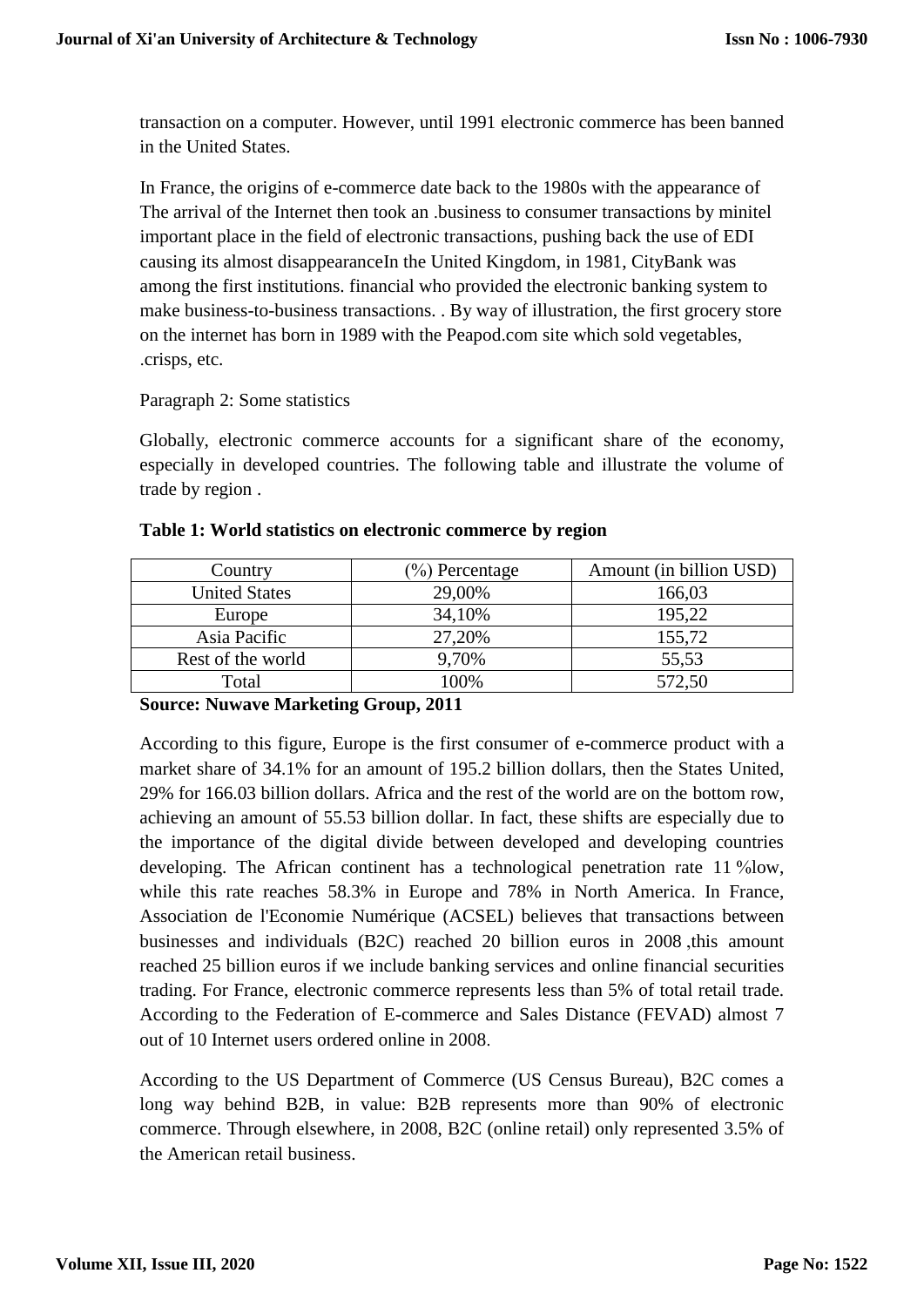transaction on a computer. However, until 1991 electronic commerce has been banned in the United States.

In France, the origins of e-commerce date back to the 1980s with the appearance of The arrival of the Internet then took an .business to consumer transactions by minitel important place in the field of electronic transactions, pushing back the use of EDI causing its almost disappearanceIn the United Kingdom, in 1981, CityBank was among the first institutions. financial who provided the electronic banking system to make business-to-business transactions. . By way of illustration, the first grocery store on the internet has born in 1989 with the Peapod.com site which sold vegetables, .crisps, etc.

Paragraph 2: Some statistics

Globally, electronic commerce accounts for a significant share of the economy, especially in developed countries. The following table and illustrate the volume of trade by region .

**Table 1: World statistics on electronic commerce by region**

| Country | (%) Percentage | Amount (in billion USD) |
|---|---|---|
| United States | 29,00% | 166,03 |
| Europe | 34,10% | 195,22 |
| Asia Pacific | 27,20% | 155,72 |
| Rest of the world | 9,70% | 55,53 |
| Total | 100% | 572,50 |

**Source: Nuwave Marketing Group, 2011**

According to this figure, Europe is the first consumer of e-commerce product with a market share of 34.1% for an amount of 195.2 billion dollars, then the States United, 29% for 166.03 billion dollars. Africa and the rest of the world are on the bottom row, achieving an amount of 55.53 billion dollar. In fact, these shifts are especially due to the importance of the digital divide between developed and developing countries developing. The African continent has a technological penetration rate 11 %low, while this rate reaches 58.3% in Europe and 78% in North America. In France, Association de l'Economie Numérique (ACSEL) believes that transactions between businesses and individuals (B2C) reached 20 billion euros in 2008 ,this amount reached 25 billion euros if we include banking services and online financial securities trading. For France, electronic commerce represents less than 5% of total retail trade. According to the Federation of E-commerce and Sales Distance (FEVAD) almost 7 out of 10 Internet users ordered online in 2008.

According to the US Department of Commerce (US Census Bureau), B2C comes a long way behind B2B, in value: B2B represents more than 90% of electronic commerce. Through elsewhere, in 2008, B2C (online retail) only represented 3.5% of the American retail business.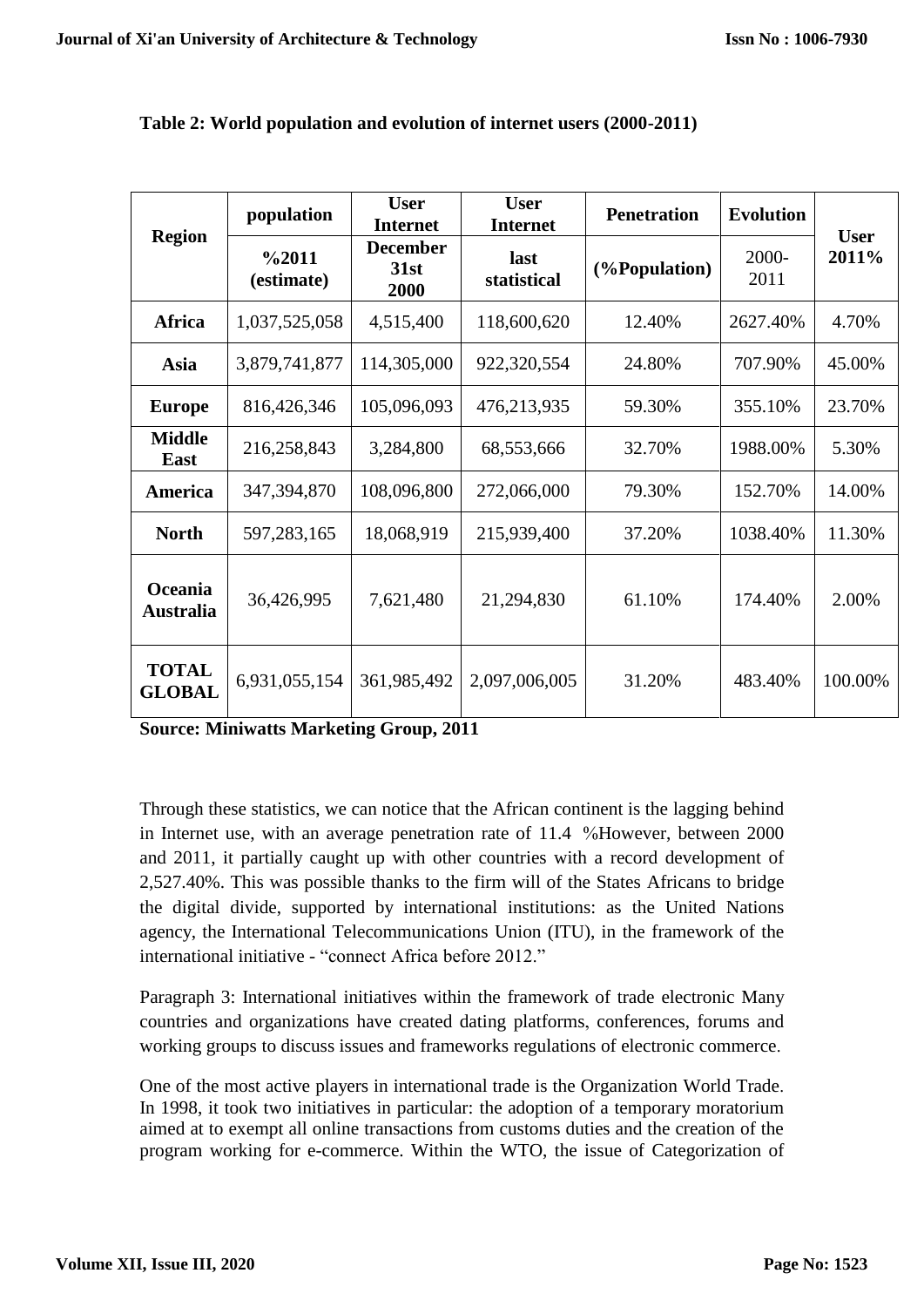**Table 2: World population and evolution of internet users (2000-2011)**

| Region | population | User Internet | User Internet | Penetration | Evolution | User 2011% |
|---|---|---|---|---|---|---|
| | %2011 (estimate) | December 31st 2000 | last statistical | (%Population) | 2000-2011 | |
| **Africa** | 1,037,525,058 | 4,515,400 | 118,600,620 | 12.40% | 2627.40% | 4.70% |
| **Asia** | 3,879,741,877 | 114,305,000 | 922,320,554 | 24.80% | 707.90% | 45.00% |
| **Europe** | 816,426,346 | 105,096,093 | 476,213,935 | 59.30% | 355.10% | 23.70% |
| **Middle East** | 216,258,843 | 3,284,800 | 68,553,666 | 32.70% | 1988.00% | 5.30% |
| **America** | 347,394,870 | 108,096,800 | 272,066,000 | 79.30% | 152.70% | 14.00% |
| **North** | 597,283,165 | 18,068,919 | 215,939,400 | 37.20% | 1038.40% | 11.30% |
| **Oceania Australia** | 36,426,995 | 7,621,480 | 21,294,830 | 61.10% | 174.40% | 2.00% |
| **TOTAL GLOBAL** | 6,931,055,154 | 361,985,492 | 2,097,006,005 | 31.20% | 483.40% | 100.00% |

**Source: Miniwatts Marketing Group, 2011**

Through these statistics, we can notice that the African continent is the lagging behind in Internet use, with an average penetration rate of 11.4 %However, between 2000 and 2011, it partially caught up with other countries with a record development of 2,527.40%. This was possible thanks to the firm will of the States Africans to bridge the digital divide, supported by international institutions: as the United Nations agency, the International Telecommunications Union (ITU), in the framework of the international initiative - "connect Africa before 2012."

Paragraph 3: International initiatives within the framework of trade electronic Many countries and organizations have created dating platforms, conferences, forums and working groups to discuss issues and frameworks regulations of electronic commerce.

One of the most active players in international trade is the Organization World Trade. In 1998, it took two initiatives in particular: the adoption of a temporary moratorium aimed at to exempt all online transactions from customs duties and the creation of the program working for e-commerce. Within the WTO, the issue of Categorization of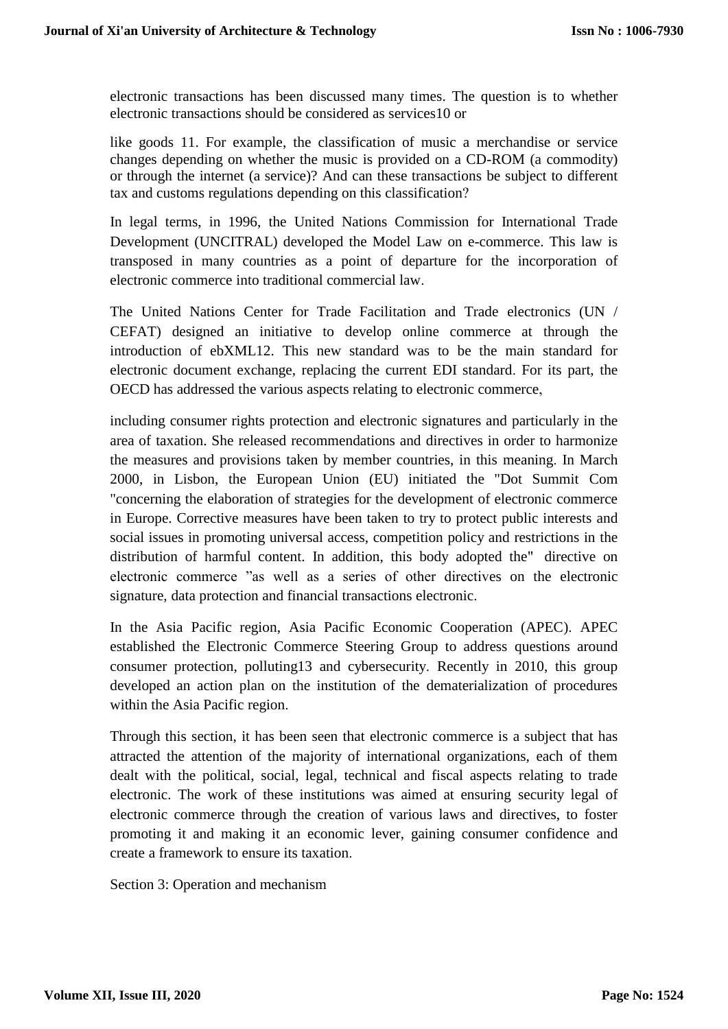electronic transactions has been discussed many times. The question is to whether electronic transactions should be considered as services[10] or

like goods [11]. For example, the classification of music a merchandise or service changes depending on whether the music is provided on a CD-ROM (a commodity) or through the internet (a service)? And can these transactions be subject to different tax and customs regulations depending on this classification?

In legal terms, in 1996, the United Nations Commission for International Trade Development (UNCITRAL) developed the Model Law on e-commerce. This law is transposed in many countries as a point of departure for the incorporation of electronic commerce into traditional commercial law.

The United Nations Center for Trade Facilitation and Trade electronics (UN / CEFAT) designed an initiative to develop online commerce at through the introduction of ebXML[12]. This new standard was to be the main standard for electronic document exchange, replacing the current EDI standard. For its part, the OECD has addressed the various aspects relating to electronic commerce,

including consumer rights protection and electronic signatures and particularly in the area of taxation. She released recommendations and directives in order to harmonize the measures and provisions taken by member countries, in this meaning. In March 2000, in Lisbon, the European Union (EU) initiated the "Dot Summit Com "concerning the elaboration of strategies for the development of electronic commerce in Europe. Corrective measures have been taken to try to protect public interests and social issues in promoting universal access, competition policy and restrictions in the distribution of harmful content. In addition, this body adopted the" directive on electronic commerce "as well as a series of other directives on the electronic signature, data protection and financial transactions electronic.

In the Asia Pacific region, Asia Pacific Economic Cooperation (APEC). APEC established the Electronic Commerce Steering Group to address questions around consumer protection, polluting[13] and cybersecurity. Recently in 2010, this group developed an action plan on the institution of the dematerialization of procedures within the Asia Pacific region.

Through this section, it has been seen that electronic commerce is a subject that has attracted the attention of the majority of international organizations, each of them dealt with the political, social, legal, technical and fiscal aspects relating to trade electronic. The work of these institutions was aimed at ensuring security legal of electronic commerce through the creation of various laws and directives, to foster promoting it and making it an economic lever, gaining consumer confidence and create a framework to ensure its taxation.

## Section 3: Operation and mechanism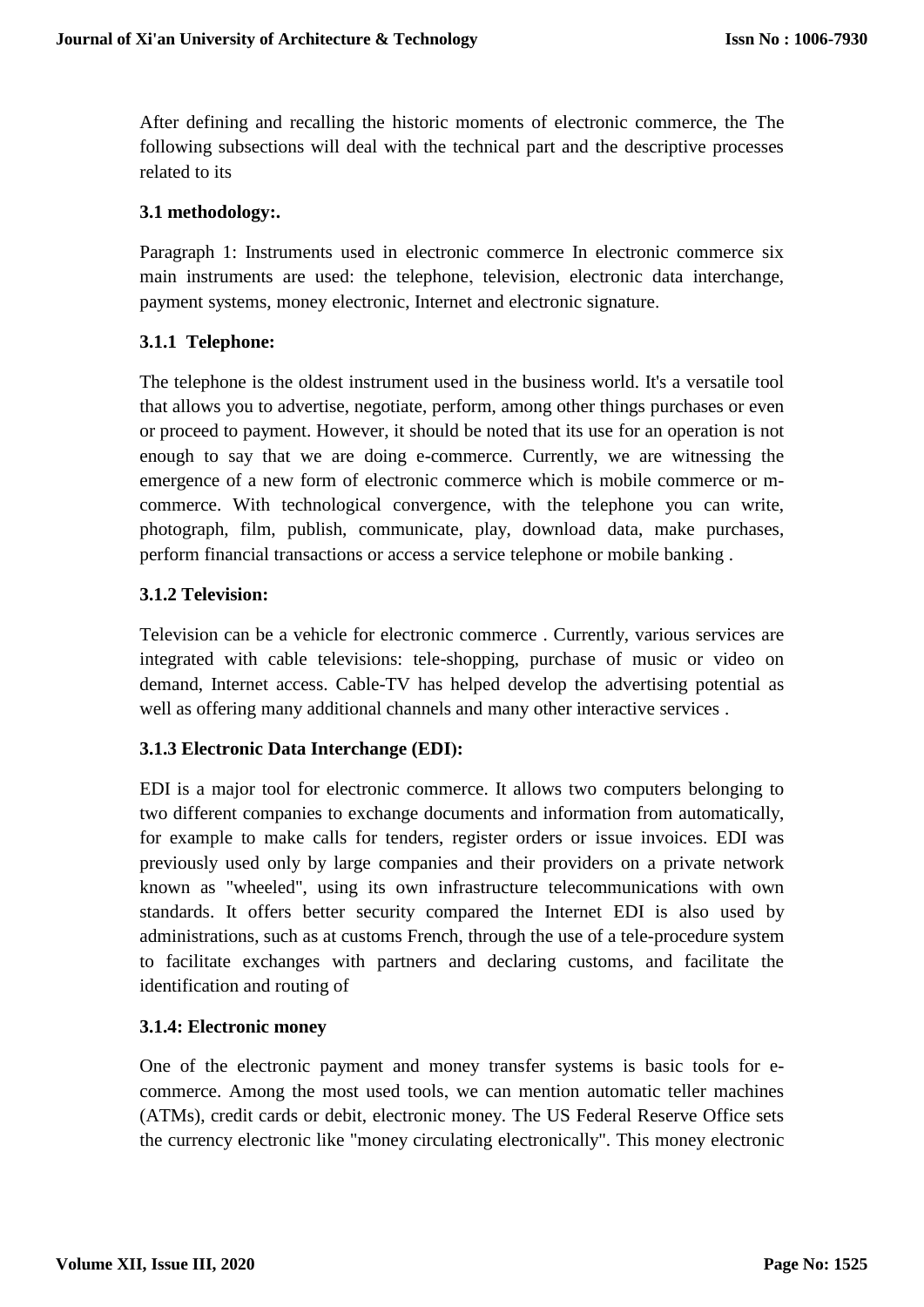After defining and recalling the historic moments of electronic commerce, the The following subsections will deal with the technical part and the descriptive processes related to its

### 3.1 methodology:.

Paragraph 1: Instruments used in electronic commerce In electronic commerce six main instruments are used: the telephone, television, electronic data interchange, payment systems, money electronic, Internet and electronic signature.

#### 3.1.1 Telephone:

The telephone is the oldest instrument used in the business world. It's a versatile tool that allows you to advertise, negotiate, perform, among other things purchases or even or proceed to payment. However, it should be noted that its use for an operation is not enough to say that we are doing e-commerce. Currently, we are witnessing the emergence of a new form of electronic commerce which is mobile commerce or m-commerce. With technological convergence, with the telephone you can write, photograph, film, publish, communicate, play, download data, make purchases, perform financial transactions or access a service telephone or mobile banking .

#### 3.1.2 Television:

Television can be a vehicle for electronic commerce . Currently, various services are integrated with cable televisions: tele-shopping, purchase of music or video on demand, Internet access. Cable-TV has helped develop the advertising potential as well as offering many additional channels and many other interactive services .

#### 3.1.3 Electronic Data Interchange (EDI):

EDI is a major tool for electronic commerce. It allows two computers belonging to two different companies to exchange documents and information from automatically, for example to make calls for tenders, register orders or issue invoices. EDI was previously used only by large companies and their providers on a private network known as "wheeled", using its own infrastructure telecommunications with own standards. It offers better security compared the Internet EDI is also used by administrations, such as at customs French, through the use of a tele-procedure system to facilitate exchanges with partners and declaring customs, and facilitate the identification and routing of

#### 3.1.4: Electronic money

One of the electronic payment and money transfer systems is basic tools for e-commerce. Among the most used tools, we can mention automatic teller machines (ATMs), credit cards or debit, electronic money. The US Federal Reserve Office sets the currency electronic like "money circulating electronically". This money electronic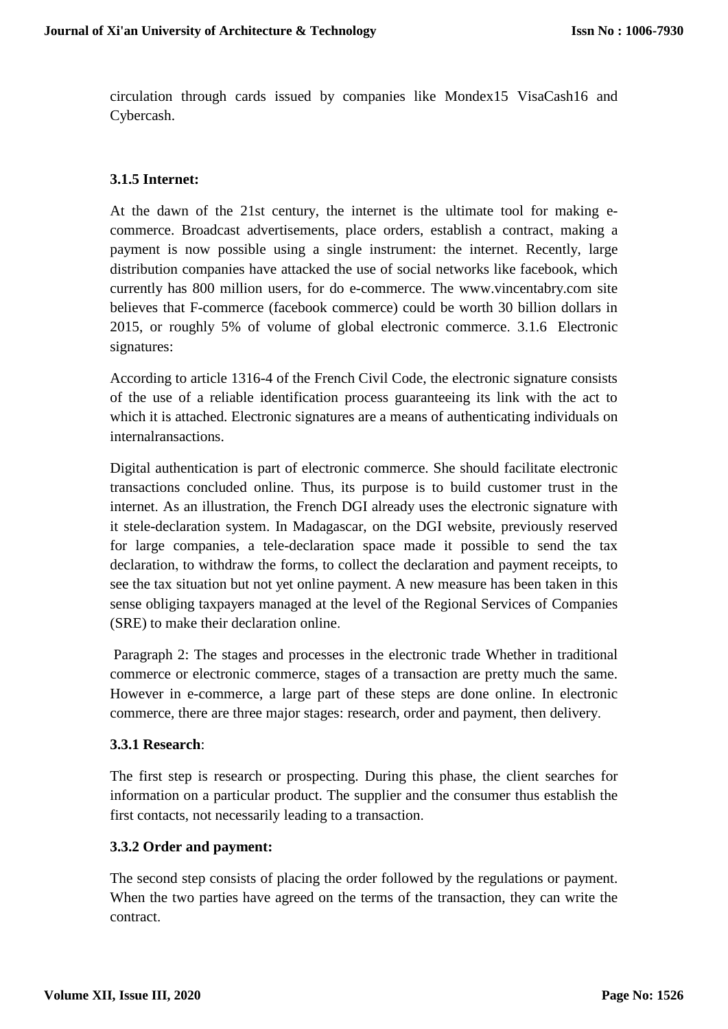circulation through cards issued by companies like Mondex15 VisaCash16 and Cybercash.

### 3.1.5 Internet:

At the dawn of the 21st century, the internet is the ultimate tool for making e-commerce. Broadcast advertisements, place orders, establish a contract, making a payment is now possible using a single instrument: the internet. Recently, large distribution companies have attacked the use of social networks like facebook, which currently has 800 million users, for do e-commerce. The www.vincentabry.com site believes that F-commerce (facebook commerce) could be worth 30 billion dollars in 2015, or roughly 5% of volume of global electronic commerce. 3.1.6 Electronic signatures:

According to article 1316-4 of the French Civil Code, the electronic signature consists of the use of a reliable identification process guaranteeing its link with the act to which it is attached. Electronic signatures are a means of authenticating individuals on internalransactions.

Digital authentication is part of electronic commerce. She should facilitate electronic transactions concluded online. Thus, its purpose is to build customer trust in the internet. As an illustration, the French DGI already uses the electronic signature with it stele-declaration system. In Madagascar, on the DGI website, previously reserved for large companies, a tele-declaration space made it possible to send the tax declaration, to withdraw the forms, to collect the declaration and payment receipts, to see the tax situation but not yet online payment. A new measure has been taken in this sense obliging taxpayers managed at the level of the Regional Services of Companies (SRE) to make their declaration online.

Paragraph 2: The stages and processes in the electronic trade Whether in traditional commerce or electronic commerce, stages of a transaction are pretty much the same. However in e-commerce, a large part of these steps are done online. In electronic commerce, there are three major stages: research, order and payment, then delivery.

### 3.3.1 Research:

The first step is research or prospecting. During this phase, the client searches for information on a particular product. The supplier and the consumer thus establish the first contacts, not necessarily leading to a transaction.

### 3.3.2 Order and payment:

The second step consists of placing the order followed by the regulations or payment. When the two parties have agreed on the terms of the transaction, they can write the contract.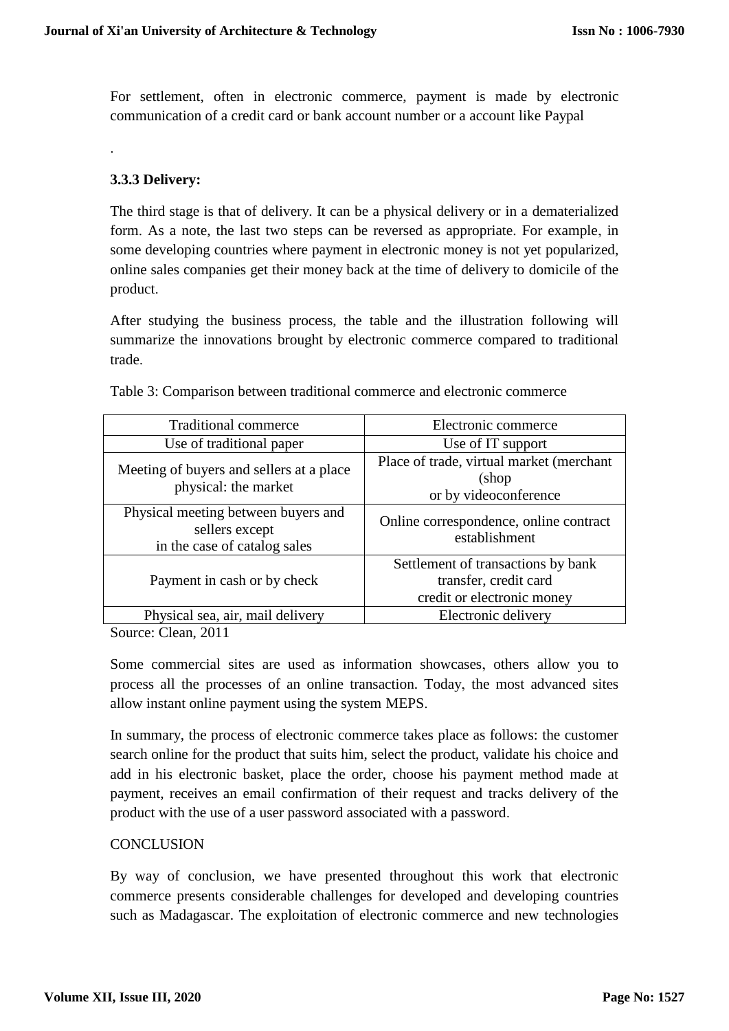For settlement, often in electronic commerce, payment is made by electronic communication of a credit card or bank account number or a account like Paypal

.

### 3.3.3 Delivery:

The third stage is that of delivery. It can be a physical delivery or in a dematerialized form. As a note, the last two steps can be reversed as appropriate. For example, in some developing countries where payment in electronic money is not yet popularized, online sales companies get their money back at the time of delivery to domicile of the product.

After studying the business process, the table and the illustration following will summarize the innovations brought by electronic commerce compared to traditional trade.

Table 3: Comparison between traditional commerce and electronic commerce

| Traditional commerce | Electronic commerce |
|---|---|
| Use of traditional paper | Use of IT support |
| Meeting of buyers and sellers at a place physical: the market | Place of trade, virtual market (merchant (shop or by videoconference |
| Physical meeting between buyers and sellers except in the case of catalog sales | Online correspondence, online contract establishment |
| Payment in cash or by check | Settlement of transactions by bank transfer, credit card credit or electronic money |
| Physical sea, air, mail delivery | Electronic delivery |

Source: Clean, 2011

Some commercial sites are used as information showcases, others allow you to process all the processes of an online transaction. Today, the most advanced sites allow instant online payment using the system MEPS.

In summary, the process of electronic commerce takes place as follows: the customer search online for the product that suits him, select the product, validate his choice and add in his electronic basket, place the order, choose his payment method made at payment, receives an email confirmation of their request and tracks delivery of the product with the use of a user password associated with a password.

CONCLUSION

By way of conclusion, we have presented throughout this work that electronic commerce presents considerable challenges for developed and developing countries such as Madagascar. The exploitation of electronic commerce and new technologies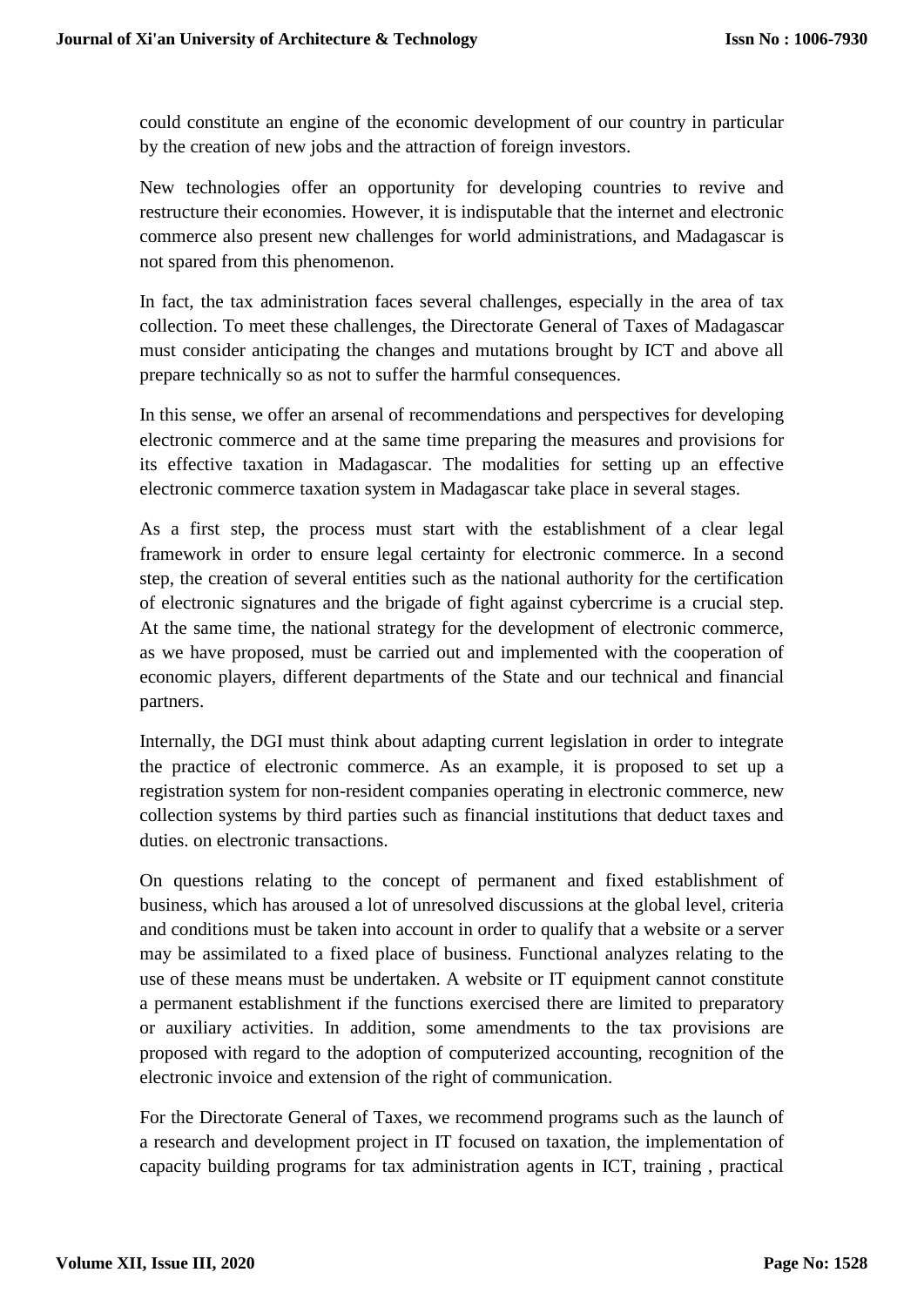could constitute an engine of the economic development of our country in particular by the creation of new jobs and the attraction of foreign investors.

New technologies offer an opportunity for developing countries to revive and restructure their economies. However, it is indisputable that the internet and electronic commerce also present new challenges for world administrations, and Madagascar is not spared from this phenomenon.

In fact, the tax administration faces several challenges, especially in the area of tax collection. To meet these challenges, the Directorate General of Taxes of Madagascar must consider anticipating the changes and mutations brought by ICT and above all prepare technically so as not to suffer the harmful consequences.

In this sense, we offer an arsenal of recommendations and perspectives for developing electronic commerce and at the same time preparing the measures and provisions for its effective taxation in Madagascar. The modalities for setting up an effective electronic commerce taxation system in Madagascar take place in several stages.

As a first step, the process must start with the establishment of a clear legal framework in order to ensure legal certainty for electronic commerce. In a second step, the creation of several entities such as the national authority for the certification of electronic signatures and the brigade of fight against cybercrime is a crucial step. At the same time, the national strategy for the development of electronic commerce, as we have proposed, must be carried out and implemented with the cooperation of economic players, different departments of the State and our technical and financial partners.

Internally, the DGI must think about adapting current legislation in order to integrate the practice of electronic commerce. As an example, it is proposed to set up a registration system for non-resident companies operating in electronic commerce, new collection systems by third parties such as financial institutions that deduct taxes and duties. on electronic transactions.

On questions relating to the concept of permanent and fixed establishment of business, which has aroused a lot of unresolved discussions at the global level, criteria and conditions must be taken into account in order to qualify that a website or a server may be assimilated to a fixed place of business. Functional analyzes relating to the use of these means must be undertaken. A website or IT equipment cannot constitute a permanent establishment if the functions exercised there are limited to preparatory or auxiliary activities. In addition, some amendments to the tax provisions are proposed with regard to the adoption of computerized accounting, recognition of the electronic invoice and extension of the right of communication.

For the Directorate General of Taxes, we recommend programs such as the launch of a research and development project in IT focused on taxation, the implementation of capacity building programs for tax administration agents in ICT, training , practical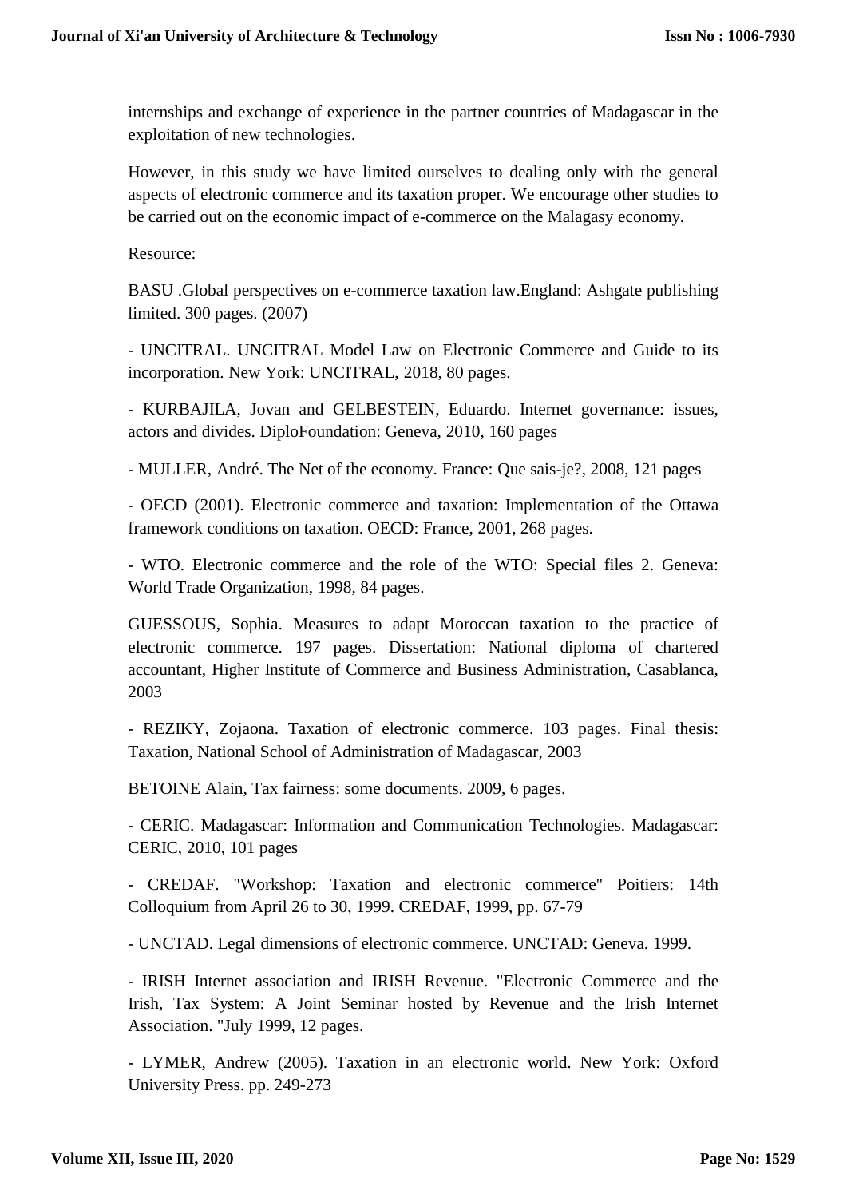internships and exchange of experience in the partner countries of Madagascar in the exploitation of new technologies.

However, in this study we have limited ourselves to dealing only with the general aspects of electronic commerce and its taxation proper. We encourage other studies to be carried out on the economic impact of e-commerce on the Malagasy economy.

Resource:

BASU .Global perspectives on e-commerce taxation law.England: Ashgate publishing limited. 300 pages. (2007)

- UNCITRAL. UNCITRAL Model Law on Electronic Commerce and Guide to its incorporation. New York: UNCITRAL, 2018, 80 pages.

- KURBAJILA, Jovan and GELBESTEIN, Eduardo. Internet governance: issues, actors and divides. DiploFoundation: Geneva, 2010, 160 pages

- MULLER, André. The Net of the economy. France: Que sais-je?, 2008, 121 pages

- OECD (2001). Electronic commerce and taxation: Implementation of the Ottawa framework conditions on taxation. OECD: France, 2001, 268 pages.

- WTO. Electronic commerce and the role of the WTO: Special files 2. Geneva: World Trade Organization, 1998, 84 pages.

GUESSOUS, Sophia. Measures to adapt Moroccan taxation to the practice of electronic commerce. 197 pages. Dissertation: National diploma of chartered accountant, Higher Institute of Commerce and Business Administration, Casablanca, 2003

- REZIKY, Zojaona. Taxation of electronic commerce. 103 pages. Final thesis: Taxation, National School of Administration of Madagascar, 2003

BETOINE Alain, Tax fairness: some documents. 2009, 6 pages.

- CERIC. Madagascar: Information and Communication Technologies. Madagascar: CERIC, 2010, 101 pages

- CREDAF. "Workshop: Taxation and electronic commerce" Poitiers: 14th Colloquium from April 26 to 30, 1999. CREDAF, 1999, pp. 67-79

- UNCTAD. Legal dimensions of electronic commerce. UNCTAD: Geneva. 1999.

- IRISH Internet association and IRISH Revenue. "Electronic Commerce and the Irish, Tax System: A Joint Seminar hosted by Revenue and the Irish Internet Association. "July 1999, 12 pages.

- LYMER, Andrew (2005). Taxation in an electronic world. New York: Oxford University Press. pp. 249-273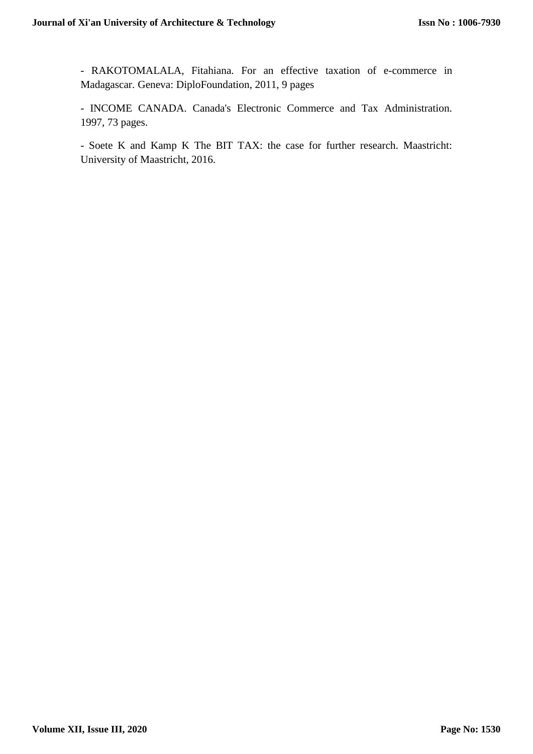- RAKOTOMALALA, Fitahiana. For an effective taxation of e-commerce in Madagascar. Geneva: DiploFoundation, 2011, 9 pages

- INCOME CANADA. Canada's Electronic Commerce and Tax Administration. 1997, 73 pages.

- Soete K and Kamp K The BIT TAX: the case for further research. Maastricht: University of Maastricht, 2016.